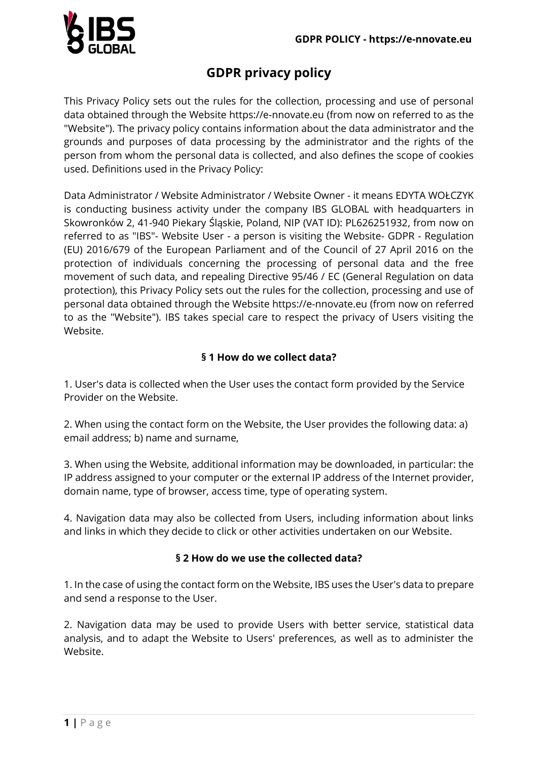# GDPR privacy policy

This Privacy Policy sets out the rules for the collection, processing and use of personal data obtained through the Website https://e-nnovate.eu (from now on referred to as the "Website"). The privacy policy contains information about the data administrator and the grounds and purposes of data processing by the administrator and the rights of the person from whom the personal data is collected, and also defines the scope of cookies used. Definitions used in the Privacy Policy:

Data Administrator / Website Administrator / Website Owner - it means EDYTA WOŁCZYK is conducting business activity under the company IBS GLOBAL with headquarters in Skowronków 2, 41-940 Piekary Śląskie, Poland, NIP (VAT ID): PL626251932, from now on referred to as "IBS"- Website User - a person is visiting the Website- GDPR - Regulation (EU) 2016/679 of the European Parliament and of the Council of 27 April 2016 on the protection of individuals concerning the processing of personal data and the free movement of such data, and repealing Directive 95/46 / EC (General Regulation on data protection), this Privacy Policy sets out the rules for the collection, processing and use of personal data obtained through the Website https://e-nnovate.eu (from now on referred to as the "Website"). IBS takes special care to respect the privacy of Users visiting the Website.

### § 1 How do we collect data?

1. User's data is collected when the User uses the contact form provided by the Service Provider on the Website.

2. When using the contact form on the Website, the User provides the following data: a) email address; b) name and surname,

3. When using the Website, additional information may be downloaded, in particular: the IP address assigned to your computer or the external IP address of the Internet provider, domain name, type of browser, access time, type of operating system.

4. Navigation data may also be collected from Users, including information about links and links in which they decide to click or other activities undertaken on our Website.

### § 2 How do we use the collected data?

1. In the case of using the contact form on the Website, IBS uses the User's data to prepare and send a response to the User.

2. Navigation data may be used to provide Users with better service, statistical data analysis, and to adapt the Website to Users' preferences, as well as to administer the Website.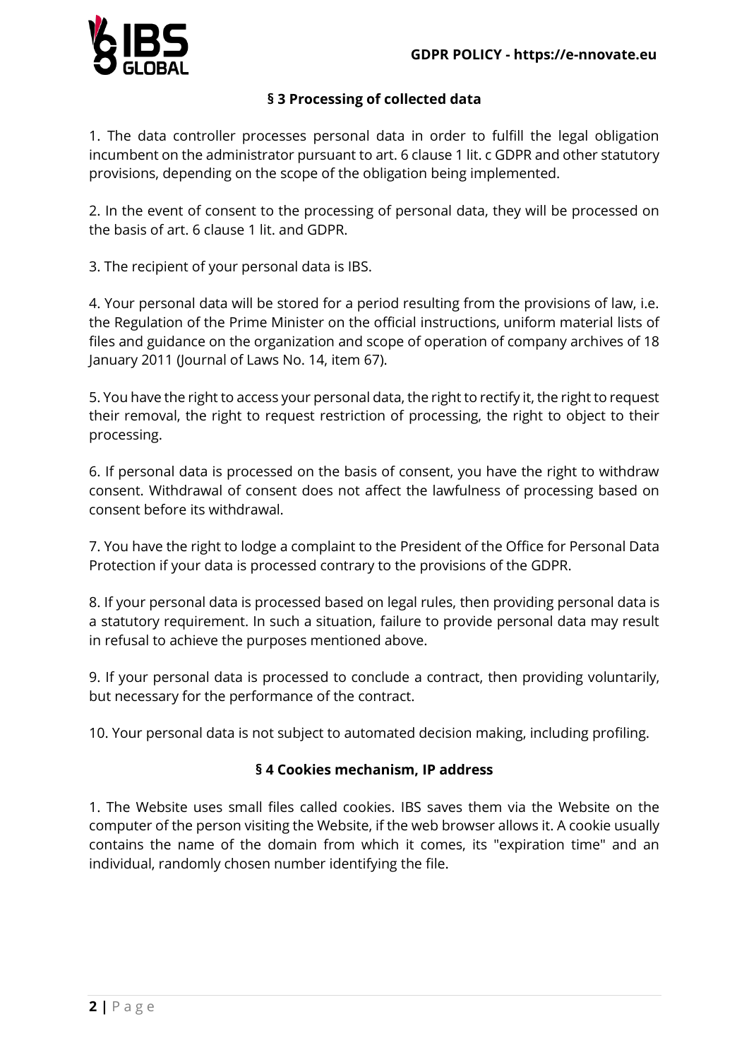## § 3 Processing of collected data

1. The data controller processes personal data in order to fulfill the legal obligation incumbent on the administrator pursuant to art. 6 clause 1 lit. c GDPR and other statutory provisions, depending on the scope of the obligation being implemented.

2. In the event of consent to the processing of personal data, they will be processed on the basis of art. 6 clause 1 lit. and GDPR.

3. The recipient of your personal data is IBS.

4. Your personal data will be stored for a period resulting from the provisions of law, i.e. the Regulation of the Prime Minister on the official instructions, uniform material lists of files and guidance on the organization and scope of operation of company archives of 18 January 2011 (Journal of Laws No. 14, item 67).

5. You have the right to access your personal data, the right to rectify it, the right to request their removal, the right to request restriction of processing, the right to object to their processing.

6. If personal data is processed on the basis of consent, you have the right to withdraw consent. Withdrawal of consent does not affect the lawfulness of processing based on consent before its withdrawal.

7. You have the right to lodge a complaint to the President of the Office for Personal Data Protection if your data is processed contrary to the provisions of the GDPR.

8. If your personal data is processed based on legal rules, then providing personal data is a statutory requirement. In such a situation, failure to provide personal data may result in refusal to achieve the purposes mentioned above.

9. If your personal data is processed to conclude a contract, then providing voluntarily, but necessary for the performance of the contract.

10. Your personal data is not subject to automated decision making, including profiling.

## § 4 Cookies mechanism, IP address

1. The Website uses small files called cookies. IBS saves them via the Website on the computer of the person visiting the Website, if the web browser allows it. A cookie usually contains the name of the domain from which it comes, its "expiration time" and an individual, randomly chosen number identifying the file.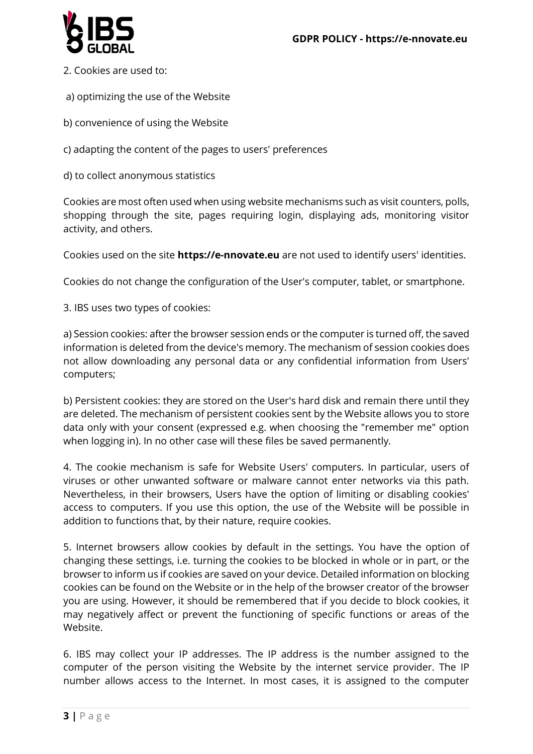2. Cookies are used to:

a) optimizing the use of the Website

b) convenience of using the Website

c) adapting the content of the pages to users' preferences

d) to collect anonymous statistics

Cookies are most often used when using website mechanisms such as visit counters, polls, shopping through the site, pages requiring login, displaying ads, monitoring visitor activity, and others.

Cookies used on the site **https://e-nnovate.eu** are not used to identify users' identities.

Cookies do not change the configuration of the User's computer, tablet, or smartphone.

3. IBS uses two types of cookies:

a) Session cookies: after the browser session ends or the computer is turned off, the saved information is deleted from the device's memory. The mechanism of session cookies does not allow downloading any personal data or any confidential information from Users' computers;

b) Persistent cookies: they are stored on the User's hard disk and remain there until they are deleted. The mechanism of persistent cookies sent by the Website allows you to store data only with your consent (expressed e.g. when choosing the "remember me" option when logging in). In no other case will these files be saved permanently.

4. The cookie mechanism is safe for Website Users' computers. In particular, users of viruses or other unwanted software or malware cannot enter networks via this path. Nevertheless, in their browsers, Users have the option of limiting or disabling cookies' access to computers. If you use this option, the use of the Website will be possible in addition to functions that, by their nature, require cookies.

5. Internet browsers allow cookies by default in the settings. You have the option of changing these settings, i.e. turning the cookies to be blocked in whole or in part, or the browser to inform us if cookies are saved on your device. Detailed information on blocking cookies can be found on the Website or in the help of the browser creator of the browser you are using. However, it should be remembered that if you decide to block cookies, it may negatively affect or prevent the functioning of specific functions or areas of the Website.

6. IBS may collect your IP addresses. The IP address is the number assigned to the computer of the person visiting the Website by the internet service provider. The IP number allows access to the Internet. In most cases, it is assigned to the computer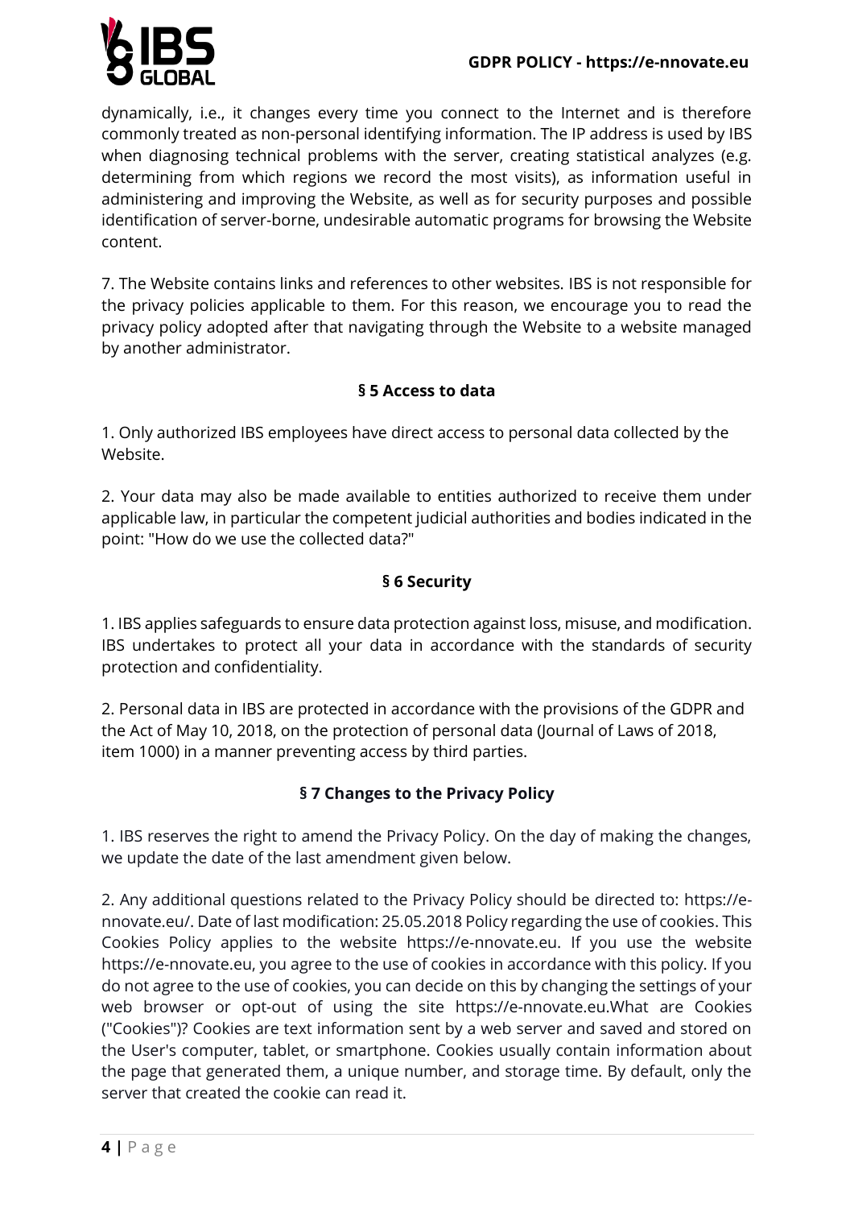dynamically, i.e., it changes every time you connect to the Internet and is therefore commonly treated as non-personal identifying information. The IP address is used by IBS when diagnosing technical problems with the server, creating statistical analyzes (e.g. determining from which regions we record the most visits), as information useful in administering and improving the Website, as well as for security purposes and possible identification of server-borne, undesirable automatic programs for browsing the Website content.

7. The Website contains links and references to other websites. IBS is not responsible for the privacy policies applicable to them. For this reason, we encourage you to read the privacy policy adopted after that navigating through the Website to a website managed by another administrator.

### § 5 Access to data

1. Only authorized IBS employees have direct access to personal data collected by the Website.

2. Your data may also be made available to entities authorized to receive them under applicable law, in particular the competent judicial authorities and bodies indicated in the point: "How do we use the collected data?"

### § 6 Security

1. IBS applies safeguards to ensure data protection against loss, misuse, and modification. IBS undertakes to protect all your data in accordance with the standards of security protection and confidentiality.

2. Personal data in IBS are protected in accordance with the provisions of the GDPR and the Act of May 10, 2018, on the protection of personal data (Journal of Laws of 2018, item 1000) in a manner preventing access by third parties.

### § 7 Changes to the Privacy Policy

1. IBS reserves the right to amend the Privacy Policy. On the day of making the changes, we update the date of the last amendment given below.

2. Any additional questions related to the Privacy Policy should be directed to: https://e-nnovate.eu/. Date of last modification: 25.05.2018 Policy regarding the use of cookies. This Cookies Policy applies to the website https://e-nnovate.eu. If you use the website https://e-nnovate.eu, you agree to the use of cookies in accordance with this policy. If you do not agree to the use of cookies, you can decide on this by changing the settings of your web browser or opt-out of using the site https://e-nnovate.eu.What are Cookies ("Cookies")? Cookies are text information sent by a web server and saved and stored on the User's computer, tablet, or smartphone. Cookies usually contain information about the page that generated them, a unique number, and storage time. By default, only the server that created the cookie can read it.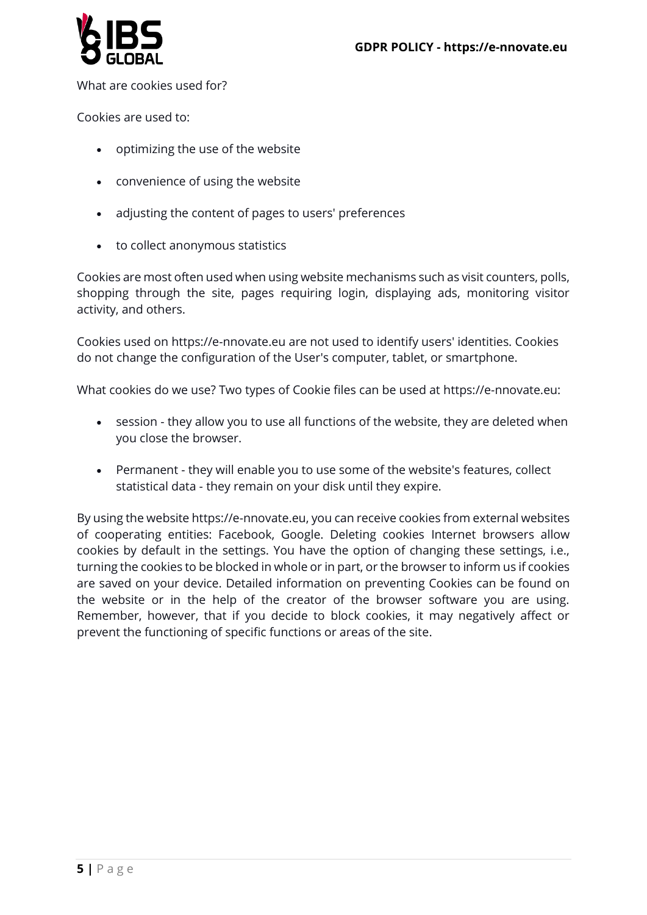What are cookies used for?

Cookies are used to:

- optimizing the use of the website
- convenience of using the website
- adjusting the content of pages to users' preferences
- to collect anonymous statistics

Cookies are most often used when using website mechanisms such as visit counters, polls, shopping through the site, pages requiring login, displaying ads, monitoring visitor activity, and others.

Cookies used on https://e-nnovate.eu are not used to identify users' identities. Cookies do not change the configuration of the User's computer, tablet, or smartphone.

What cookies do we use? Two types of Cookie files can be used at https://e-nnovate.eu:

- session - they allow you to use all functions of the website, they are deleted when you close the browser.
- Permanent - they will enable you to use some of the website's features, collect statistical data - they remain on your disk until they expire.

By using the website https://e-nnovate.eu, you can receive cookies from external websites of cooperating entities: Facebook, Google. Deleting cookies Internet browsers allow cookies by default in the settings. You have the option of changing these settings, i.e., turning the cookies to be blocked in whole or in part, or the browser to inform us if cookies are saved on your device. Detailed information on preventing Cookies can be found on the website or in the help of the creator of the browser software you are using. Remember, however, that if you decide to block cookies, it may negatively affect or prevent the functioning of specific functions or areas of the site.